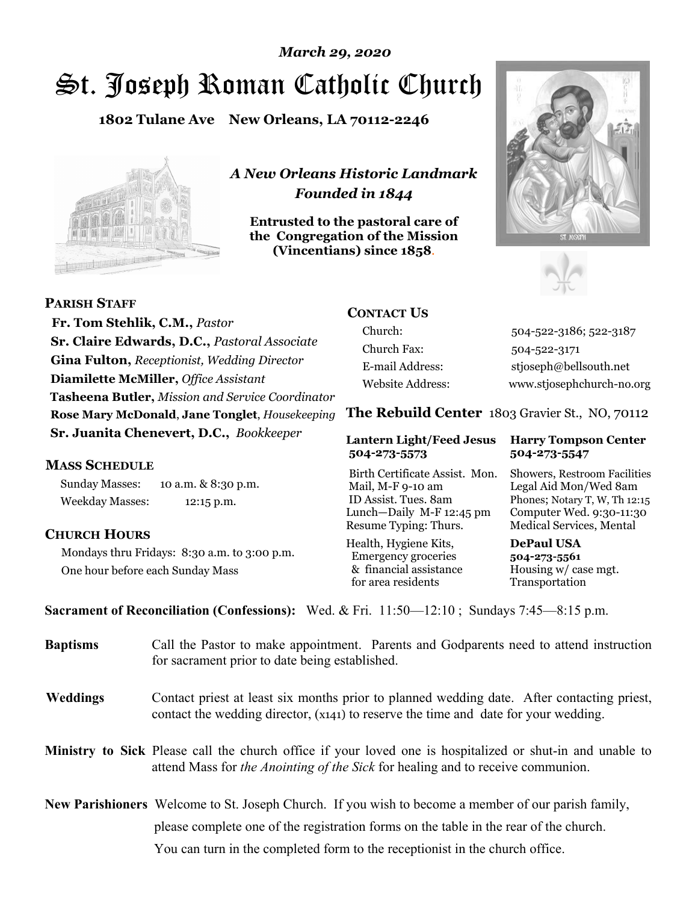*March 29, 2020*

# St. Joseph Roman Catholic Church

**1802 Tulane Ave New Orleans, LA 70112-2246**

*A New Orleans Historic Landmark*
*Founded in 1844*

**Entrusted to the pastoral care of the Congregation of the Mission (Vincentians) since 1858.**

## PARISH STAFF

**Fr. Tom Stehlik, C.M.,** *Pastor*
**Sr. Claire Edwards, D.C.,** *Pastoral Associate*
**Gina Fulton,** *Receptionist, Wedding Director*
**Diamilette McMiller,** *Office Assistant*
**Tasheena Butler,** *Mission and Service Coordinator*
**Rose Mary McDonald**, **Jane Tonglet**, *Housekeeping*
**Sr. Juanita Chenevert, D.C.,** *Bookkeeper*

## MASS SCHEDULE

Sunday Masses: 10 a.m. & 8:30 p.m.
Weekday Masses: 12:15 p.m.

## CHURCH HOURS

Mondays thru Fridays: 8:30 a.m. to 3:00 p.m.
One hour before each Sunday Mass

## CONTACT US

| | |
|---|---|
| Church: | 504-522-3186; 522-3187 |
| Church Fax: | 504-522-3171 |
| E-mail Address: | stjoseph@bellsouth.net |
| Website Address: | www.stjosephchurch-no.org |

## The Rebuild Center 1803 Gravier St., NO, 70112

| Lantern Light/Feed Jesus 504-273-5573 | Harry Tompson Center 504-273-5547 |
|---|---|
| Birth Certificate Assist. Mon. Mail, M-F 9-10 am ID Assist. Tues. 8am Lunch—Daily M-F 12:45 pm Resume Typing: Thurs. | Showers, Restroom Facilities Legal Aid Mon/Wed 8am Phones; Notary T, W, Th 12:15 Computer Wed. 9:30-11:30 Medical Services, Mental |
| Health, Hygiene Kits, Emergency groceries & financial assistance for area residents | **DePaul USA 504-273-5561** Housing w/ case mgt. Transportation |

**Sacrament of Reconciliation (Confessions):** Wed. & Fri. 11:50—12:10 ; Sundays 7:45—8:15 p.m.

**Baptisms** Call the Pastor to make appointment. Parents and Godparents need to attend instruction for sacrament prior to date being established.

**Weddings** Contact priest at least six months prior to planned wedding date. After contacting priest, contact the wedding director, (x141) to reserve the time and date for your wedding.

**Ministry to Sick** Please call the church office if your loved one is hospitalized or shut-in and unable to attend Mass for *the Anointing of the Sick* for healing and to receive communion.

**New Parishioners** Welcome to St. Joseph Church. If you wish to become a member of our parish family, please complete one of the registration forms on the table in the rear of the church. You can turn in the completed form to the receptionist in the church office.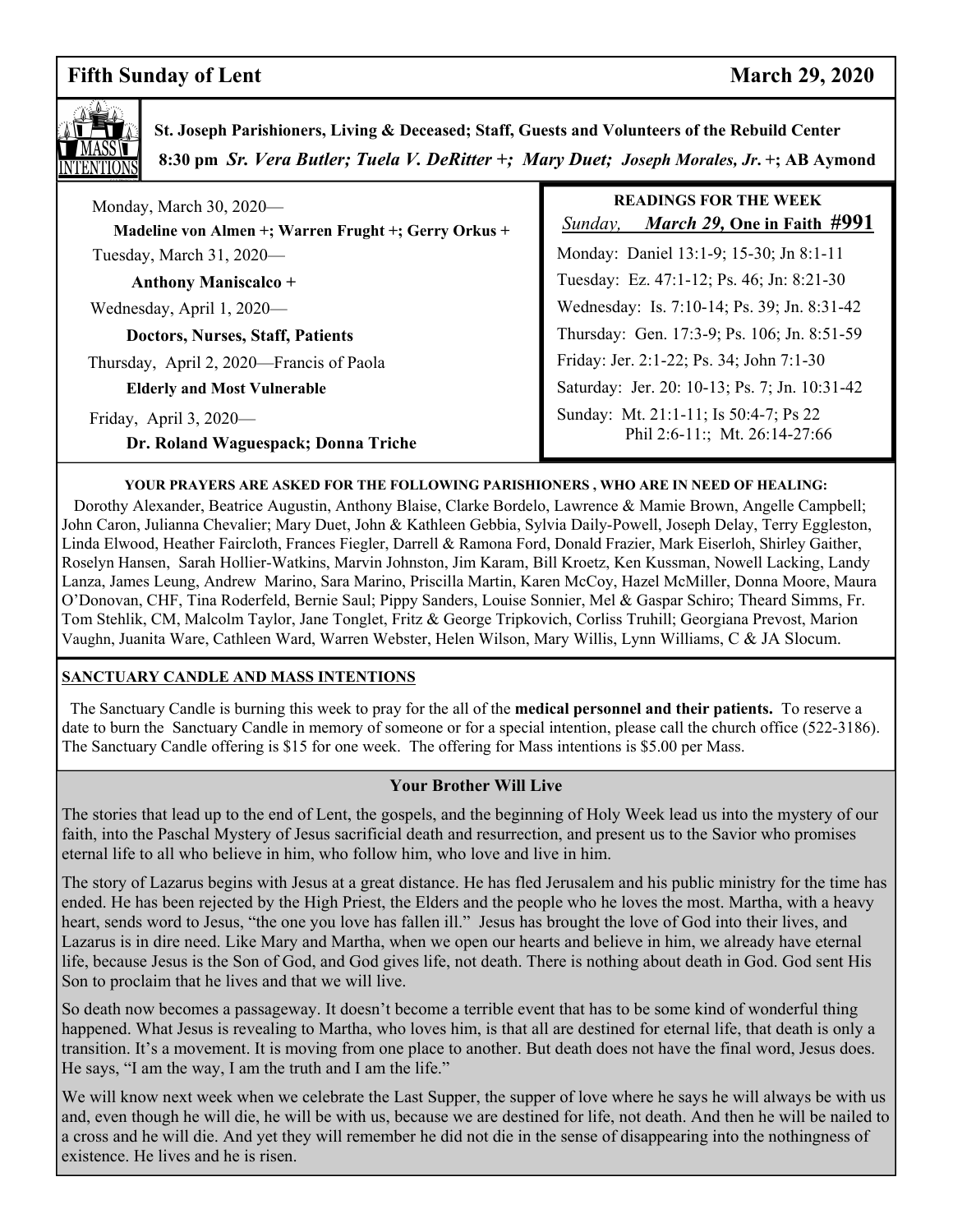## Fifth Sunday of Lent — March 29, 2020

**MASS INTENTIONS**

**St. Joseph Parishioners, Living & Deceased; Staff, Guests and Volunteers of the Rebuild Center**

**8:30 pm** ***Sr. Vera Butler; Tuela V. DeRitter +; Mary Duet; Joseph Morales, Jr. +*****; AB Aymond**

Monday, March 30, 2020—
**Madeline von Almen +; Warren Frught +; Gerry Orkus +**

Tuesday, March 31, 2020—
**Anthony Maniscalco +**

Wednesday, April 1, 2020—
**Doctors, Nurses, Staff, Patients**

Thursday, April 2, 2020—Francis of Paola
**Elderly and Most Vulnerable**

Friday, April 3, 2020—
**Dr. Roland Waguespack; Donna Triche**

**READINGS FOR THE WEEK**

*Sunday,* ***March 29,*** **One in Faith #991**

Monday: Daniel 13:1-9; 15-30; Jn 8:1-11

Tuesday: Ez. 47:1-12; Ps. 46; Jn: 8:21-30

Wednesday: Is. 7:10-14; Ps. 39; Jn. 8:31-42

Thursday: Gen. 17:3-9; Ps. 106; Jn. 8:51-59

Friday: Jer. 2:1-22; Ps. 34; John 7:1-30

Saturday: Jer. 20: 10-13; Ps. 7; Jn. 10:31-42

Sunday: Mt. 21:1-11; Is 50:4-7; Ps 22
Phil 2:6-11:; Mt. 26:14-27:66

**YOUR PRAYERS ARE ASKED FOR THE FOLLOWING PARISHIONERS , WHO ARE IN NEED OF HEALING:**

Dorothy Alexander, Beatrice Augustin, Anthony Blaise, Clarke Bordelo, Lawrence & Mamie Brown, Angelle Campbell; John Caron, Julianna Chevalier; Mary Duet, John & Kathleen Gebbia, Sylvia Daily-Powell, Joseph Delay, Terry Eggleston, Linda Elwood, Heather Faircloth, Frances Fiegler, Darrell & Ramona Ford, Donald Frazier, Mark Eiserloh, Shirley Gaither, Roselyn Hansen, Sarah Hollier-Watkins, Marvin Johnston, Jim Karam, Bill Kroetz, Ken Kussman, Nowell Lacking, Landy Lanza, James Leung, Andrew Marino, Sara Marino, Priscilla Martin, Karen McCoy, Hazel McMiller, Donna Moore, Maura O'Donovan, CHF, Tina Roderfeld, Bernie Saul; Pippy Sanders, Louise Sonnier, Mel & Gaspar Schiro; Theard Simms, Fr. Tom Stehlik, CM, Malcolm Taylor, Jane Tonglet, Fritz & George Tripkovich, Corliss Truhill; Georgiana Prevost, Marion Vaughn, Juanita Ware, Cathleen Ward, Warren Webster, Helen Wilson, Mary Willis, Lynn Williams, C & JA Slocum.

**SANCTUARY CANDLE AND MASS INTENTIONS**

The Sanctuary Candle is burning this week to pray for the all of the **medical personnel and their patients.** To reserve a date to burn the Sanctuary Candle in memory of someone or for a special intention, please call the church office (522-3186). The Sanctuary Candle offering is $15 for one week. The offering for Mass intentions is $5.00 per Mass.

### Your Brother Will Live

The stories that lead up to the end of Lent, the gospels, and the beginning of Holy Week lead us into the mystery of our faith, into the Paschal Mystery of Jesus sacrificial death and resurrection, and present us to the Savior who promises eternal life to all who believe in him, who follow him, who love and live in him.

The story of Lazarus begins with Jesus at a great distance. He has fled Jerusalem and his public ministry for the time has ended. He has been rejected by the High Priest, the Elders and the people who he loves the most. Martha, with a heavy heart, sends word to Jesus, "the one you love has fallen ill." Jesus has brought the love of God into their lives, and Lazarus is in dire need. Like Mary and Martha, when we open our hearts and believe in him, we already have eternal life, because Jesus is the Son of God, and God gives life, not death. There is nothing about death in God. God sent His Son to proclaim that he lives and that we will live.

So death now becomes a passageway. It doesn't become a terrible event that has to be some kind of wonderful thing happened. What Jesus is revealing to Martha, who loves him, is that all are destined for eternal life, that death is only a transition. It's a movement. It is moving from one place to another. But death does not have the final word, Jesus does. He says, "I am the way, I am the truth and I am the life."

We will know next week when we celebrate the Last Supper, the supper of love where he says he will always be with us and, even though he will die, he will be with us, because we are destined for life, not death. And then he will be nailed to a cross and he will die. And yet they will remember he did not die in the sense of disappearing into the nothingness of existence. He lives and he is risen.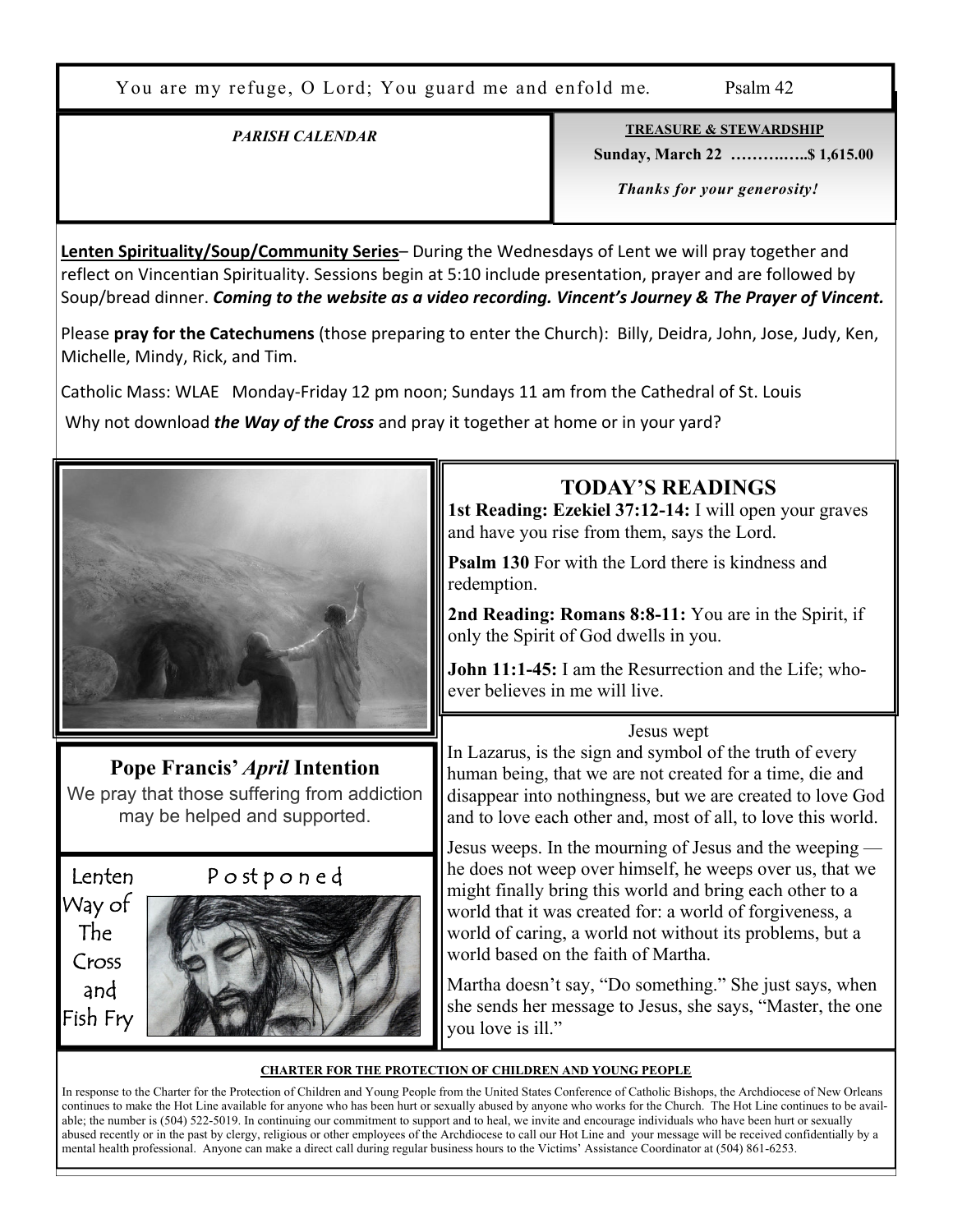You are my refuge, O Lord; You guard me and enfold me. Psalm 42

*PARISH CALENDAR*

**TREASURE & STEWARDSHIP**

**Sunday, March 22 ………..…..$ 1,615.00**

***Thanks for your generosity!***

**Lenten Spirituality/Soup/Community Series**– During the Wednesdays of Lent we will pray together and reflect on Vincentian Spirituality. Sessions begin at 5:10 include presentation, prayer and are followed by Soup/bread dinner. ***Coming to the website as a video recording. Vincent's Journey & The Prayer of Vincent.***

Please **pray for the Catechumens** (those preparing to enter the Church): Billy, Deidra, John, Jose, Judy, Ken, Michelle, Mindy, Rick, and Tim.

Catholic Mass: WLAE Monday-Friday 12 pm noon; Sundays 11 am from the Cathedral of St. Louis

Why not download ***the Way of the Cross*** and pray it together at home or in your yard?

## TODAY'S READINGS

**1st Reading: Ezekiel 37:12-14:** I will open your graves and have you rise from them, says the Lord.

**Psalm 130** For with the Lord there is kindness and redemption.

**2nd Reading: Romans 8:8-11:** You are in the Spirit, if only the Spirit of God dwells in you.

**John 11:1-45:** I am the Resurrection and the Life; whoever believes in me will live.

Jesus wept

In Lazarus, is the sign and symbol of the truth of every human being, that we are not created for a time, die and disappear into nothingness, but we are created to love God and to love each other and, most of all, to love this world.

Jesus weeps. In the mourning of Jesus and the weeping — he does not weep over himself, he weeps over us, that we might finally bring this world and bring each other to a world that it was created for: a world of forgiveness, a world of caring, a world not without its problems, but a world based on the faith of Martha.

Martha doesn't say, "Do something." She just says, when she sends her message to Jesus, she says, "Master, the one you love is ill."

## Pope Francis' *April* Intention

We pray that those suffering from addiction may be helped and supported.

Lenten Way of The Cross and Fish Fry

Postponed

**CHARTER FOR THE PROTECTION OF CHILDREN AND YOUNG PEOPLE**

In response to the Charter for the Protection of Children and Young People from the United States Conference of Catholic Bishops, the Archdiocese of New Orleans continues to make the Hot Line available for anyone who has been hurt or sexually abused by anyone who works for the Church. The Hot Line continues to be available; the number is (504) 522-5019. In continuing our commitment to support and to heal, we invite and encourage individuals who have been hurt or sexually abused recently or in the past by clergy, religious or other employees of the Archdiocese to call our Hot Line and your message will be received confidentially by a mental health professional. Anyone can make a direct call during regular business hours to the Victims' Assistance Coordinator at (504) 861-6253.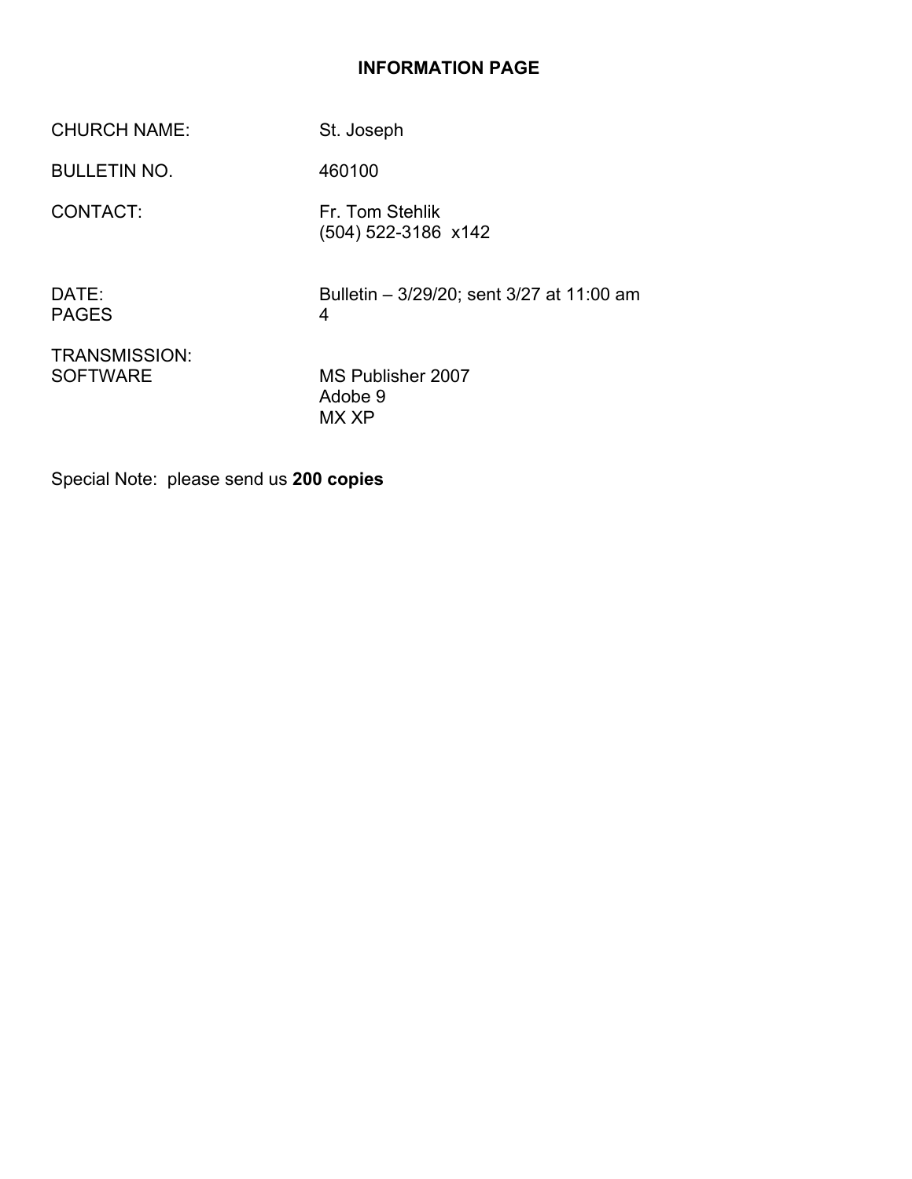## INFORMATION PAGE

| | |
|---|---|
| CHURCH NAME: | St. Joseph |
| BULLETIN NO. | 460100 |
| CONTACT: | Fr. Tom Stehlik<br>(504) 522-3186 x142 |
| DATE: | Bulletin – 3/29/20; sent 3/27 at 11:00 am |
| PAGES | 4 |
| TRANSMISSION:<br>SOFTWARE | MS Publisher 2007<br>Adobe 9<br>MX XP |

Special Note: please send us **200 copies**